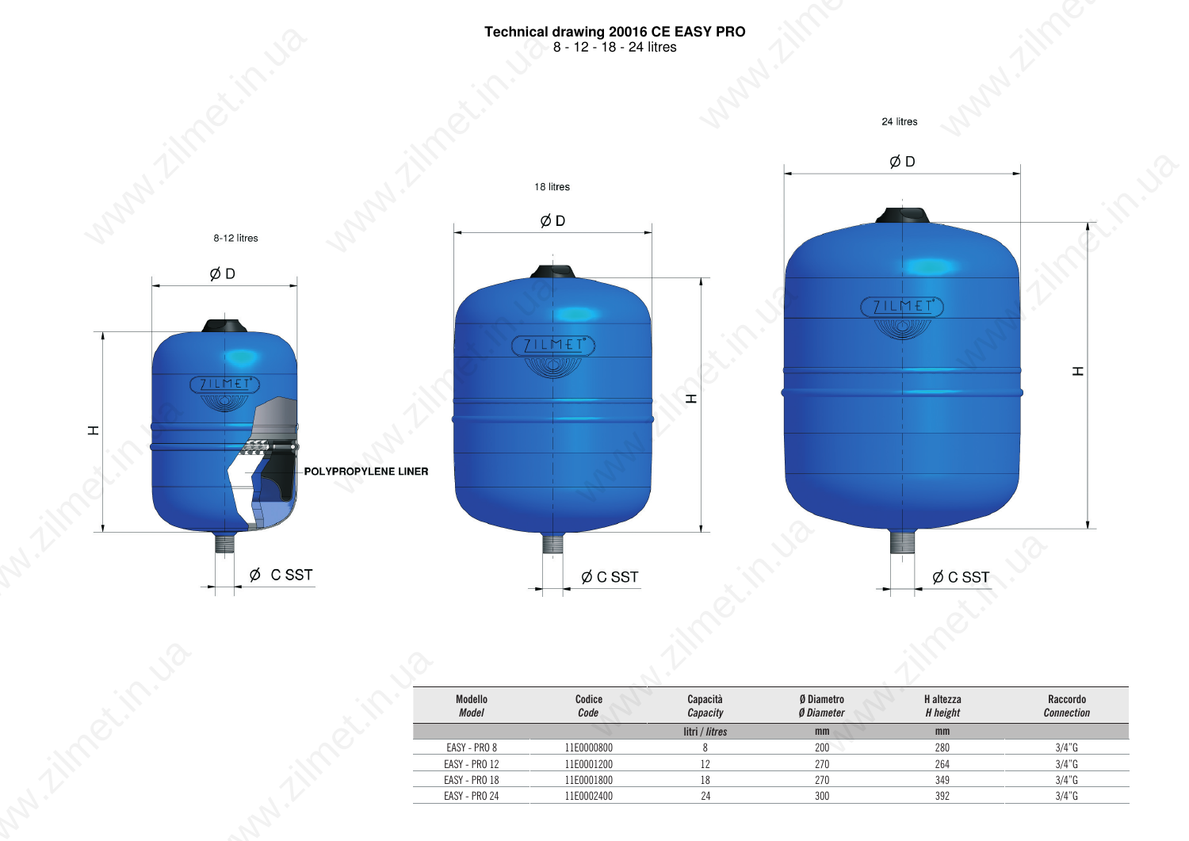# Technical drawing 20016 CE EASY PRO

8 - 12 - 18 - 24 litres

8-12 litres

Ø D

H

POLYPROPYLENE LINER

Ø C SST

18 litres

Ø D

H

Ø C SST

24 litres

Ø D

H

Ø C SST

| Modello *Model* | Codice *Code* | Capacità *Capacity* | Ø Diametro *Ø Diameter* | H altezza *H height* | Raccordo *Connection* |
|---|---|---|---|---|---|
| | | litri / *litres* | mm | mm | |
| EASY - PRO 8 | 11E0000800 | 8 | 200 | 280 | 3/4"G |
| EASY - PRO 12 | 11E0001200 | 12 | 270 | 264 | 3/4"G |
| EASY - PRO 18 | 11E0001800 | 18 | 270 | 349 | 3/4"G |
| EASY - PRO 24 | 11E0002400 | 24 | 300 | 392 | 3/4"G |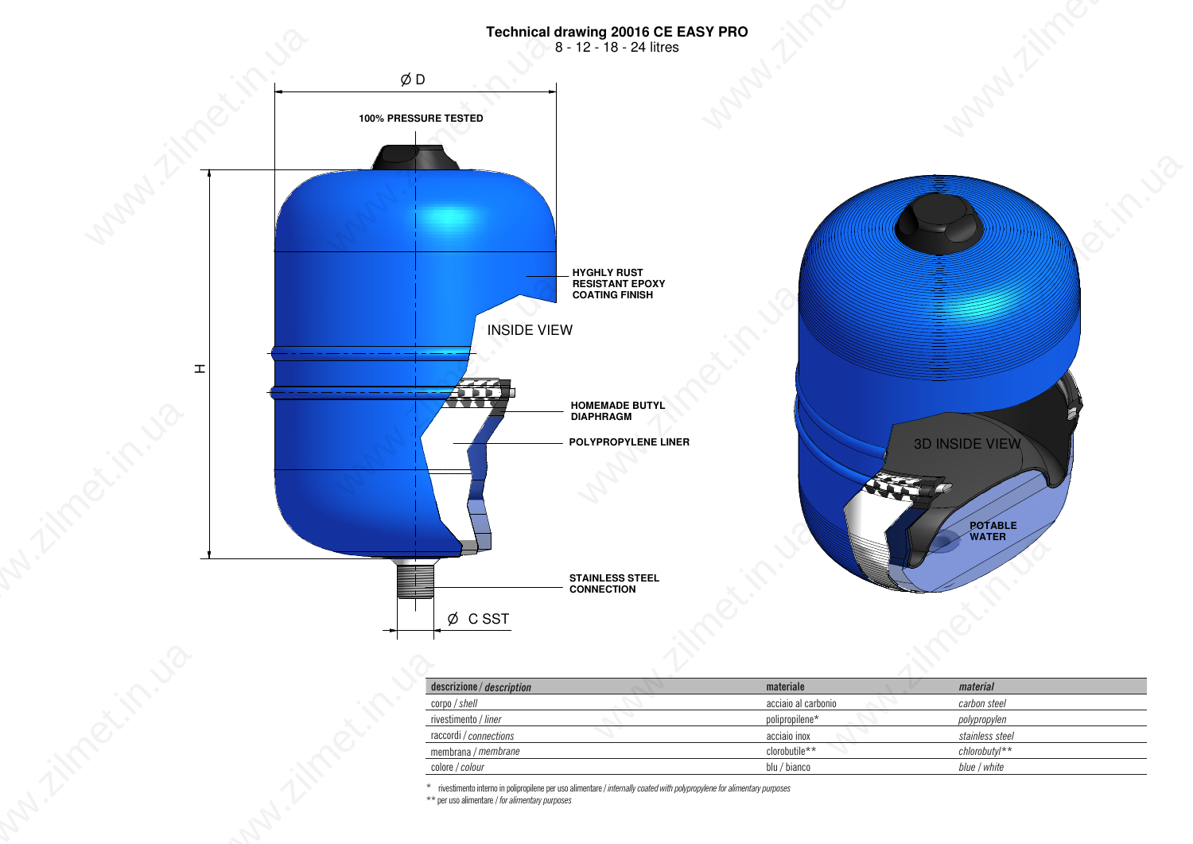# Technical drawing 20016 CE EASY PRO

8 - 12 - 18 - 24 litres

Ø D

100% PRESSURE TESTED

HYGHLY RUST RESISTANT EPOXY COATING FINISH

INSIDE VIEW

H

HOMEMADE BUTYL DIAPHRAGM

POLYPROPYLENE LINER

STAINLESS STEEL CONNECTION

Ø C SST

3D INSIDE VIEW

POTABLE WATER

| descrizione / *description* | materiale | *material* |
|---|---|---|
| corpo / *shell* | acciaio al carbonio | *carbon steel* |
| rivestimento / *liner* | polipropilene* | *polypropylen* |
| raccordi / *connections* | acciaio inox | *stainless steel* |
| membrana / *membrane* | clorobutile** | *chlorobutyl*** |
| colore / *colour* | blu / bianco | *blue / white* |

\* rivestimento interno in polipropilene per uso alimentare / *internally coated with polypropylene for alimentary purposes*

\** per uso alimentare / *for alimentary purposes*